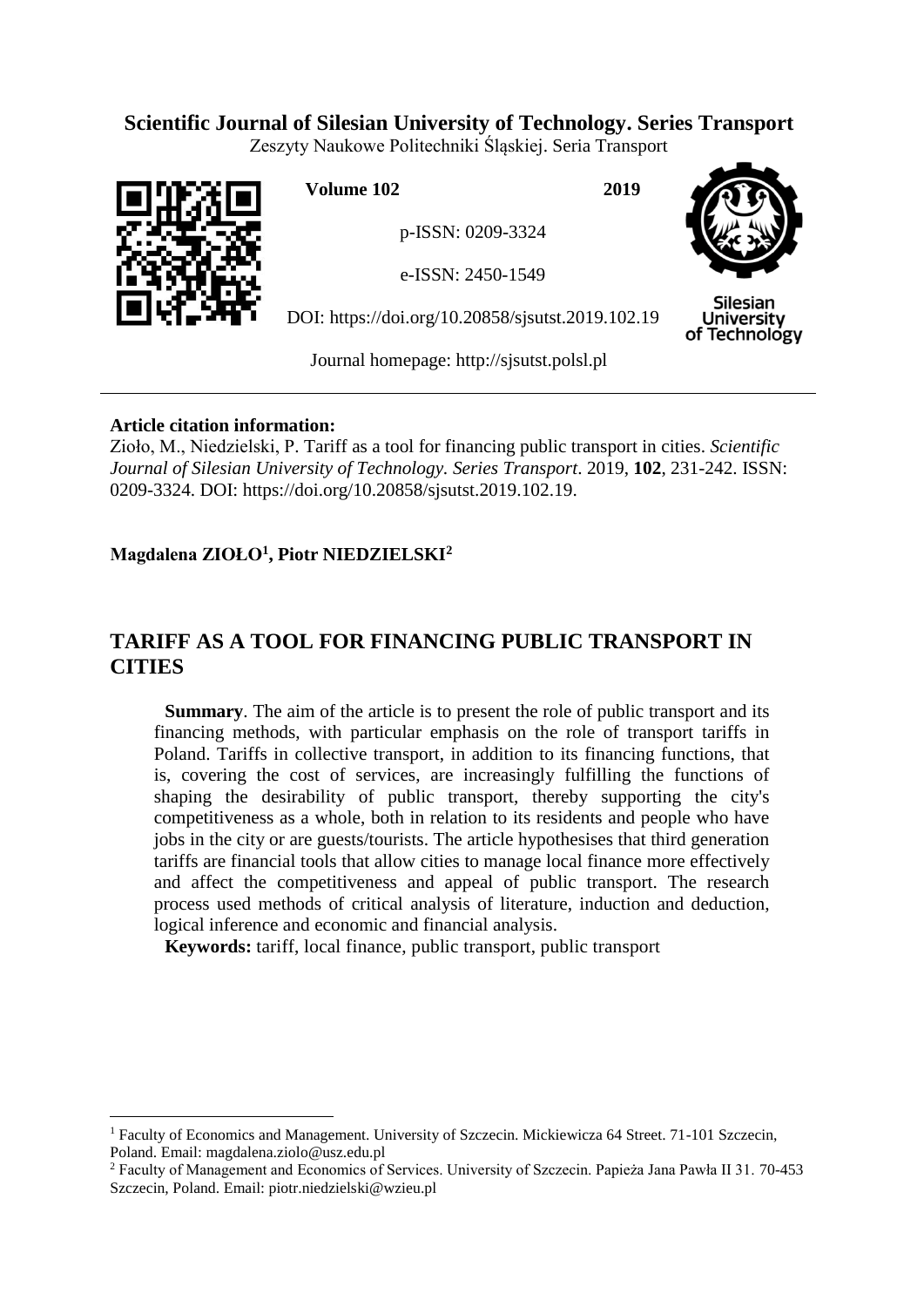**Scientific Journal of Silesian University of Technology. Series Transport**

Zeszyty Naukowe Politechniki Śląskiej. Seria Transport

**Volume 102** **2019**

p-ISSN: 0209-3324

e-ISSN: 2450-1549

DOI: https://doi.org/10.20858/sjsutst.2019.102.19

Journal homepage: http://sjsutst.polsl.pl

**Article citation information:**

Zioło, M., Niedzielski, P. Tariff as a tool for financing public transport in cities. *Scientific Journal of Silesian University of Technology. Series Transport*. 2019, **102**, 231-242. ISSN: 0209-3324. DOI: https://doi.org/10.20858/sjsutst.2019.102.19.

**Magdalena ZIOŁO[1], Piotr NIEDZIELSKI[2]**

# TARIFF AS A TOOL FOR FINANCING PUBLIC TRANSPORT IN CITIES

**Summary**. The aim of the article is to present the role of public transport and its financing methods, with particular emphasis on the role of transport tariffs in Poland. Tariffs in collective transport, in addition to its financing functions, that is, covering the cost of services, are increasingly fulfilling the functions of shaping the desirability of public transport, thereby supporting the city's competitiveness as a whole, both in relation to its residents and people who have jobs in the city or are guests/tourists. The article hypothesises that third generation tariffs are financial tools that allow cities to manage local finance more effectively and affect the competitiveness and appeal of public transport. The research process used methods of critical analysis of literature, induction and deduction, logical inference and economic and financial analysis.

**Keywords:** tariff, local finance, public transport, public transport

---

[1] Faculty of Economics and Management. University of Szczecin. Mickiewicza 64 Street. 71-101 Szczecin, Poland. Email: magdalena.ziolo@usz.edu.pl

[2] Faculty of Management and Economics of Services. University of Szczecin. Papieża Jana Pawła II 31. 70-453 Szczecin, Poland. Email: piotr.niedzielski@wzieu.pl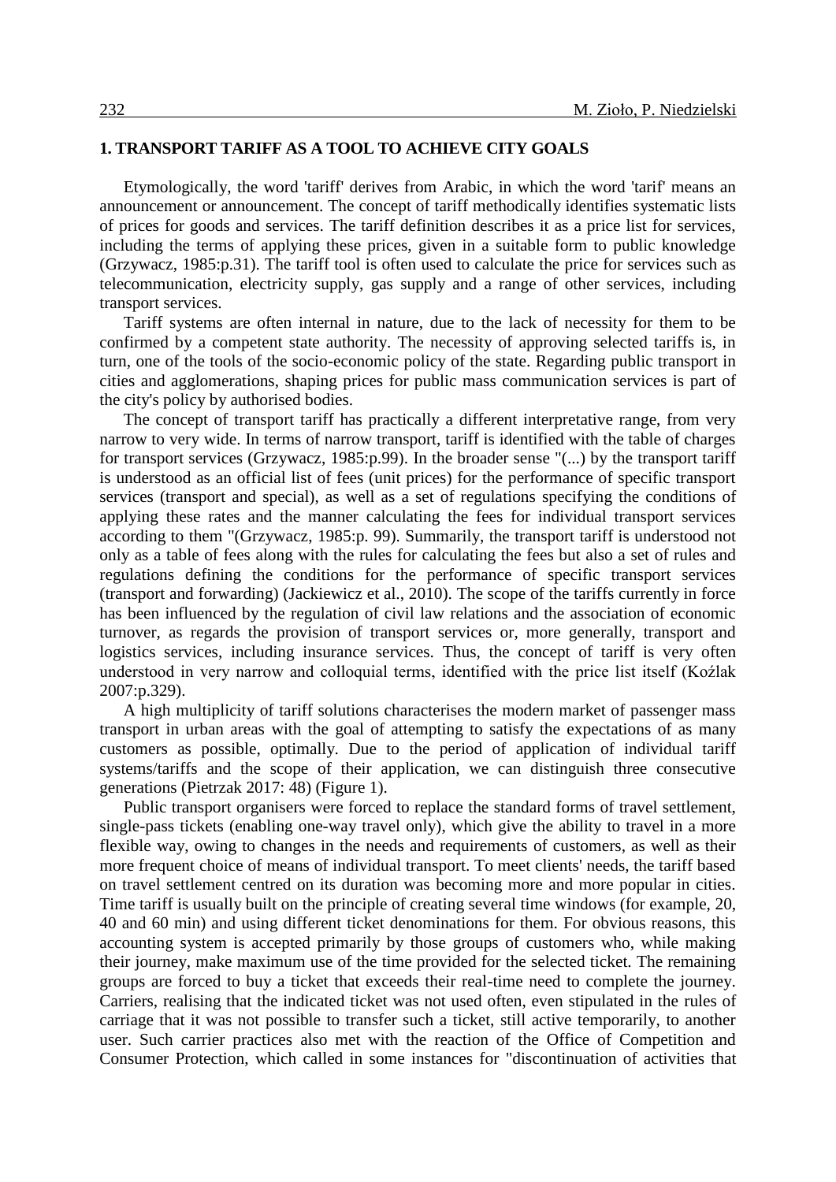## 1. TRANSPORT TARIFF AS A TOOL TO ACHIEVE CITY GOALS

Etymologically, the word 'tariff' derives from Arabic, in which the word 'tarif' means an announcement or announcement. The concept of tariff methodically identifies systematic lists of prices for goods and services. The tariff definition describes it as a price list for services, including the terms of applying these prices, given in a suitable form to public knowledge (Grzywacz, 1985:p.31). The tariff tool is often used to calculate the price for services such as telecommunication, electricity supply, gas supply and a range of other services, including transport services.

Tariff systems are often internal in nature, due to the lack of necessity for them to be confirmed by a competent state authority. The necessity of approving selected tariffs is, in turn, one of the tools of the socio-economic policy of the state. Regarding public transport in cities and agglomerations, shaping prices for public mass communication services is part of the city's policy by authorised bodies.

The concept of transport tariff has practically a different interpretative range, from very narrow to very wide. In terms of narrow transport, tariff is identified with the table of charges for transport services (Grzywacz, 1985:p.99). In the broader sense "(...) by the transport tariff is understood as an official list of fees (unit prices) for the performance of specific transport services (transport and special), as well as a set of regulations specifying the conditions of applying these rates and the manner calculating the fees for individual transport services according to them "(Grzywacz, 1985:p. 99). Summarily, the transport tariff is understood not only as a table of fees along with the rules for calculating the fees but also a set of rules and regulations defining the conditions for the performance of specific transport services (transport and forwarding) (Jackiewicz et al., 2010). The scope of the tariffs currently in force has been influenced by the regulation of civil law relations and the association of economic turnover, as regards the provision of transport services or, more generally, transport and logistics services, including insurance services. Thus, the concept of tariff is very often understood in very narrow and colloquial terms, identified with the price list itself (Koźlak 2007:p.329).

A high multiplicity of tariff solutions characterises the modern market of passenger mass transport in urban areas with the goal of attempting to satisfy the expectations of as many customers as possible, optimally. Due to the period of application of individual tariff systems/tariffs and the scope of their application, we can distinguish three consecutive generations (Pietrzak 2017: 48) (Figure 1).

Public transport organisers were forced to replace the standard forms of travel settlement, single-pass tickets (enabling one-way travel only), which give the ability to travel in a more flexible way, owing to changes in the needs and requirements of customers, as well as their more frequent choice of means of individual transport. To meet clients' needs, the tariff based on travel settlement centred on its duration was becoming more and more popular in cities. Time tariff is usually built on the principle of creating several time windows (for example, 20, 40 and 60 min) and using different ticket denominations for them. For obvious reasons, this accounting system is accepted primarily by those groups of customers who, while making their journey, make maximum use of the time provided for the selected ticket. The remaining groups are forced to buy a ticket that exceeds their real-time need to complete the journey. Carriers, realising that the indicated ticket was not used often, even stipulated in the rules of carriage that it was not possible to transfer such a ticket, still active temporarily, to another user. Such carrier practices also met with the reaction of the Office of Competition and Consumer Protection, which called in some instances for "discontinuation of activities that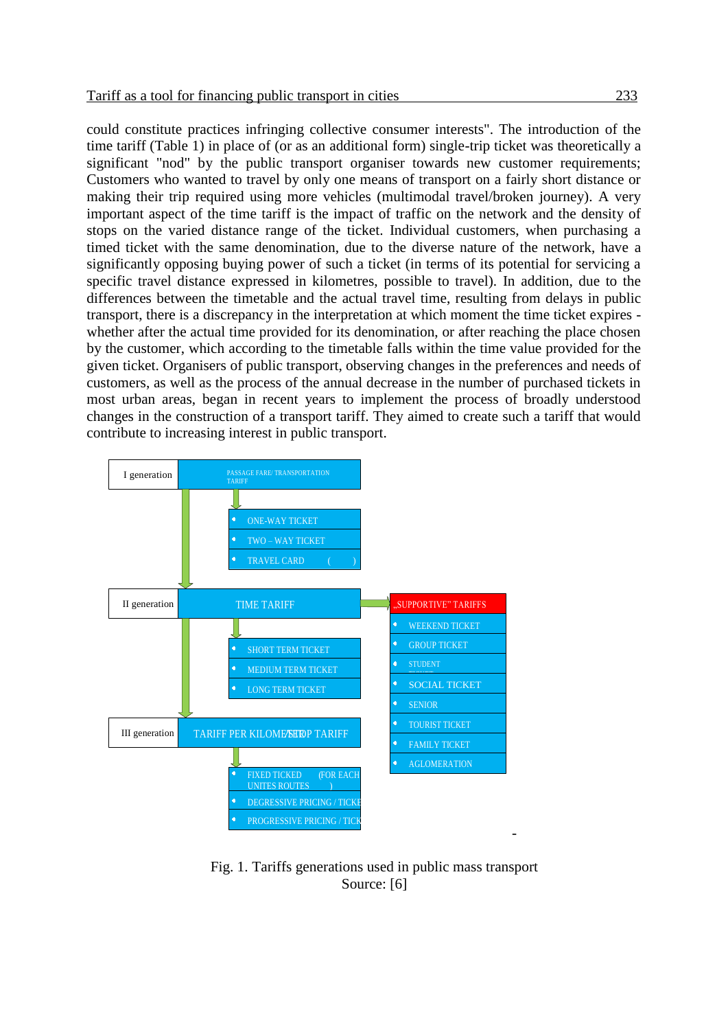could constitute practices infringing collective consumer interests". The introduction of the time tariff (Table 1) in place of (or as an additional form) single-trip ticket was theoretically a significant "nod" by the public transport organiser towards new customer requirements; Customers who wanted to travel by only one means of transport on a fairly short distance or making their trip required using more vehicles (multimodal travel/broken journey). A very important aspect of the time tariff is the impact of traffic on the network and the density of stops on the varied distance range of the ticket. Individual customers, when purchasing a timed ticket with the same denomination, due to the diverse nature of the network, have a significantly opposing buying power of such a ticket (in terms of its potential for servicing a specific travel distance expressed in kilometres, possible to travel). In addition, due to the differences between the timetable and the actual travel time, resulting from delays in public transport, there is a discrepancy in the interpretation at which moment the time ticket expires - whether after the actual time provided for its denomination, or after reaching the place chosen by the customer, which according to the timetable falls within the time value provided for the given ticket. Organisers of public transport, observing changes in the preferences and needs of customers, as well as the process of the annual decrease in the number of purchased tickets in most urban areas, began in recent years to implement the process of broadly understood changes in the construction of a transport tariff. They aimed to create such a tariff that would contribute to increasing interest in public transport.

- I generation – PASSAGE FARE/ TRANSPORTATION TARIFF
  - ONE-WAY TICKET
  - TWO – WAY TICKET
  - TRAVEL CARD ( )
- II generation – TIME TARIFF
  - SHORT TERM TICKET
  - MEDIUM TERM TICKET
  - LONG TERM TICKET
  - „SUPPORTIVE" TARIFFS
    - WEEKEND TICKET
    - GROUP TICKET
    - STUDENT
    - SOCIAL TICKET
    - SENIOR
    - TOURIST TICKET
    - FAMILY TICKET
    - AGLOMERATION
- III generation – TARIFF PER KILOMETER/STOP TARIFF
  - FIXED TICKED (FOR EACH UNITES ROUTES )
  - DEGRESSIVE PRICING / TICKE
  - PROGRESSIVE PRICING / TICK

Fig. 1. Tariffs generations used in public mass transport
Source: [6]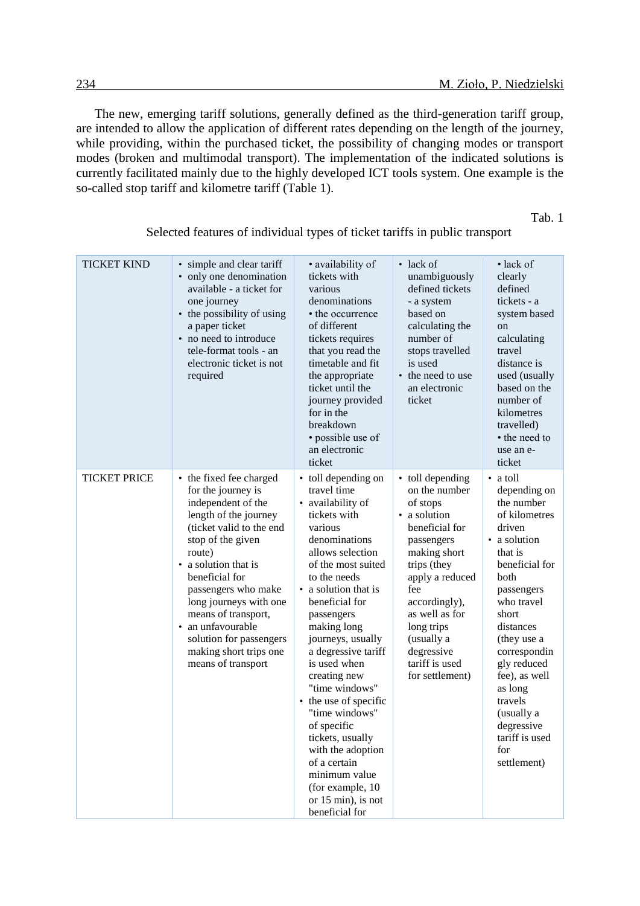The new, emerging tariff solutions, generally defined as the third-generation tariff group, are intended to allow the application of different rates depending on the length of the journey, while providing, within the purchased ticket, the possibility of changing modes or transport modes (broken and multimodal transport). The implementation of the indicated solutions is currently facilitated mainly due to the highly developed ICT tools system. One example is the so-called stop tariff and kilometre tariff (Table 1).

Tab. 1

Selected features of individual types of ticket tariffs in public transport

| TICKET KIND | • simple and clear tariff<br>• only one denomination available - a ticket for one journey<br>• the possibility of using a paper ticket<br>• no need to introduce tele-format tools - an electronic ticket is not required | • availability of tickets with various denominations<br>• the occurrence of different tickets requires that you read the timetable and fit the appropriate ticket until the journey provided for in the breakdown<br>• possible use of an electronic ticket | • lack of unambiguously defined tickets - a system based on calculating the number of stops travelled is used<br>• the need to use an electronic ticket | • lack of clearly defined tickets - a system based on calculating travel distance is used (usually based on the number of kilometres travelled)<br>• the need to use an e-ticket |
|---|---|---|---|---|
| TICKET PRICE | • the fixed fee charged for the journey is independent of the length of the journey (ticket valid to the end stop of the given route)<br>• a solution that is beneficial for passengers who make long journeys with one means of transport,<br>• an unfavourable solution for passengers making short trips one means of transport | • toll depending on travel time<br>• availability of tickets with various denominations allows selection of the most suited to the needs<br>• a solution that is beneficial for passengers making long journeys, usually a degressive tariff is used when creating new "time windows"<br>• the use of specific "time windows" of specific tickets, usually with the adoption of a certain minimum value (for example, 10 or 15 min), is not beneficial for | • toll depending on the number of stops<br>• a solution beneficial for passengers making short trips (they apply a reduced fee accordingly), as well as for long trips (usually a degressive tariff is used for settlement) | • a toll depending on the number of kilometres driven<br>• a solution that is beneficial for both passengers who travel short distances (they use a correspondingly reduced fee), as well as long travels (usually a degressive tariff is used for settlement) |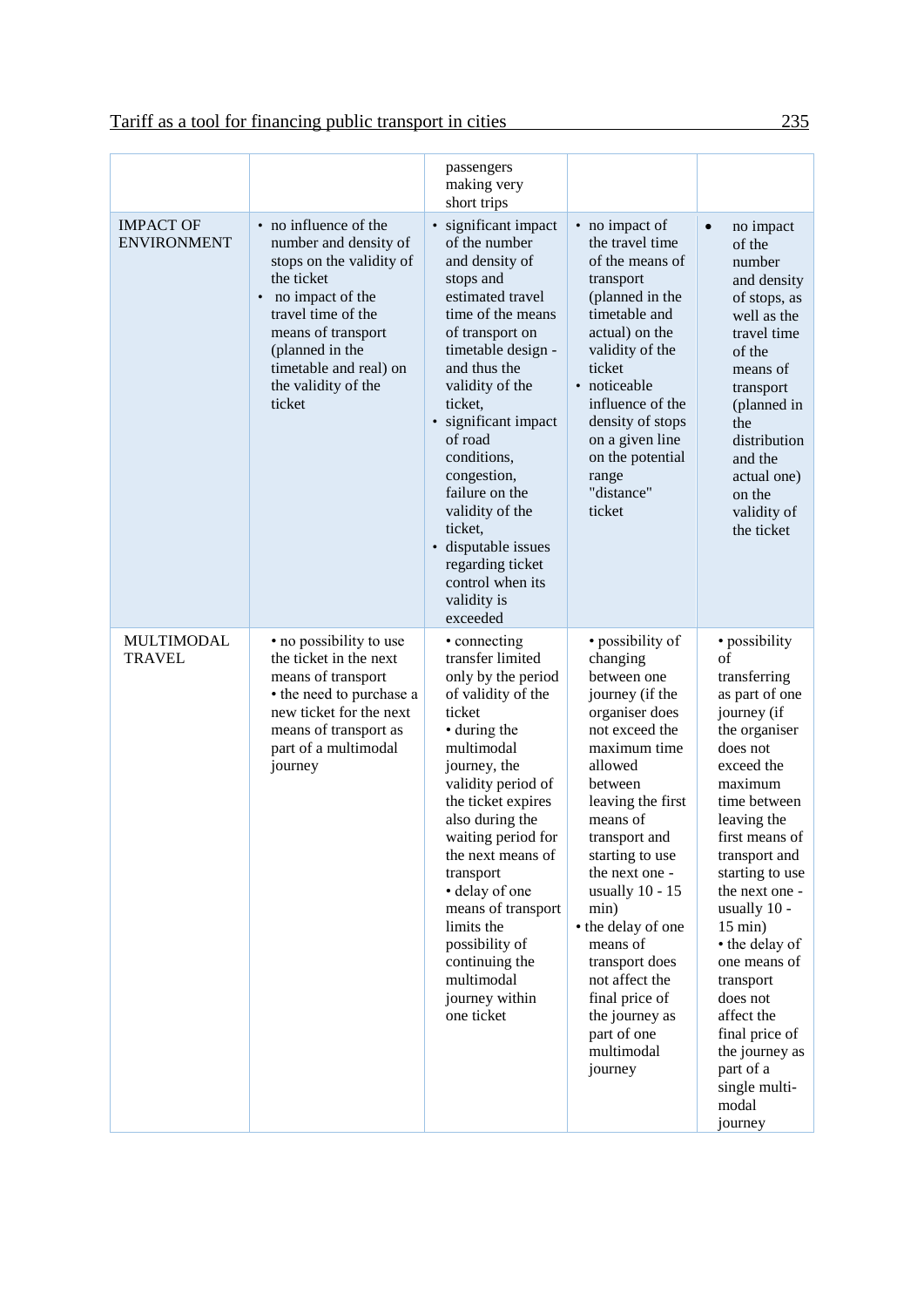| | | | | |
|---|---|---|---|---|
| | | passengers making very short trips | | |
| IMPACT OF ENVIRONMENT | • no influence of the number and density of stops on the validity of the ticket<br>• no impact of the travel time of the means of transport (planned in the timetable and real) on the validity of the ticket | • significant impact of the number and density of stops and estimated travel time of the means of transport on timetable design - and thus the validity of the ticket,<br>• significant impact of road conditions, congestion, failure on the validity of the ticket,<br>• disputable issues regarding ticket control when its validity is exceeded | • no impact of the travel time of the means of transport (planned in the timetable and actual) on the validity of the ticket<br>• noticeable influence of the density of stops on a given line on the potential range "distance" ticket | • no impact of the number and density of stops, as well as the travel time of the means of transport (planned in the distribution and the actual one) on the validity of the ticket |
| MULTIMODAL TRAVEL | • no possibility to use the ticket in the next means of transport<br>• the need to purchase a new ticket for the next means of transport as part of a multimodal journey | • connecting transfer limited only by the period of validity of the ticket<br>• during the multimodal journey, the validity period of the ticket expires also during the waiting period for the next means of transport<br>• delay of one means of transport limits the possibility of continuing the multimodal journey within one ticket | • possibility of changing between one journey (if the organiser does not exceed the maximum time allowed between leaving the first means of transport and starting to use the next one - usually 10 - 15 min)<br>• the delay of one means of transport does not affect the final price of the journey as part of one multimodal journey | • possibility of transferring as part of one journey (if the organiser does not exceed the maximum time between leaving the first means of transport and starting to use the next one - usually 10 - 15 min)<br>• the delay of one means of transport does not affect the final price of the journey as part of a single multi-modal journey |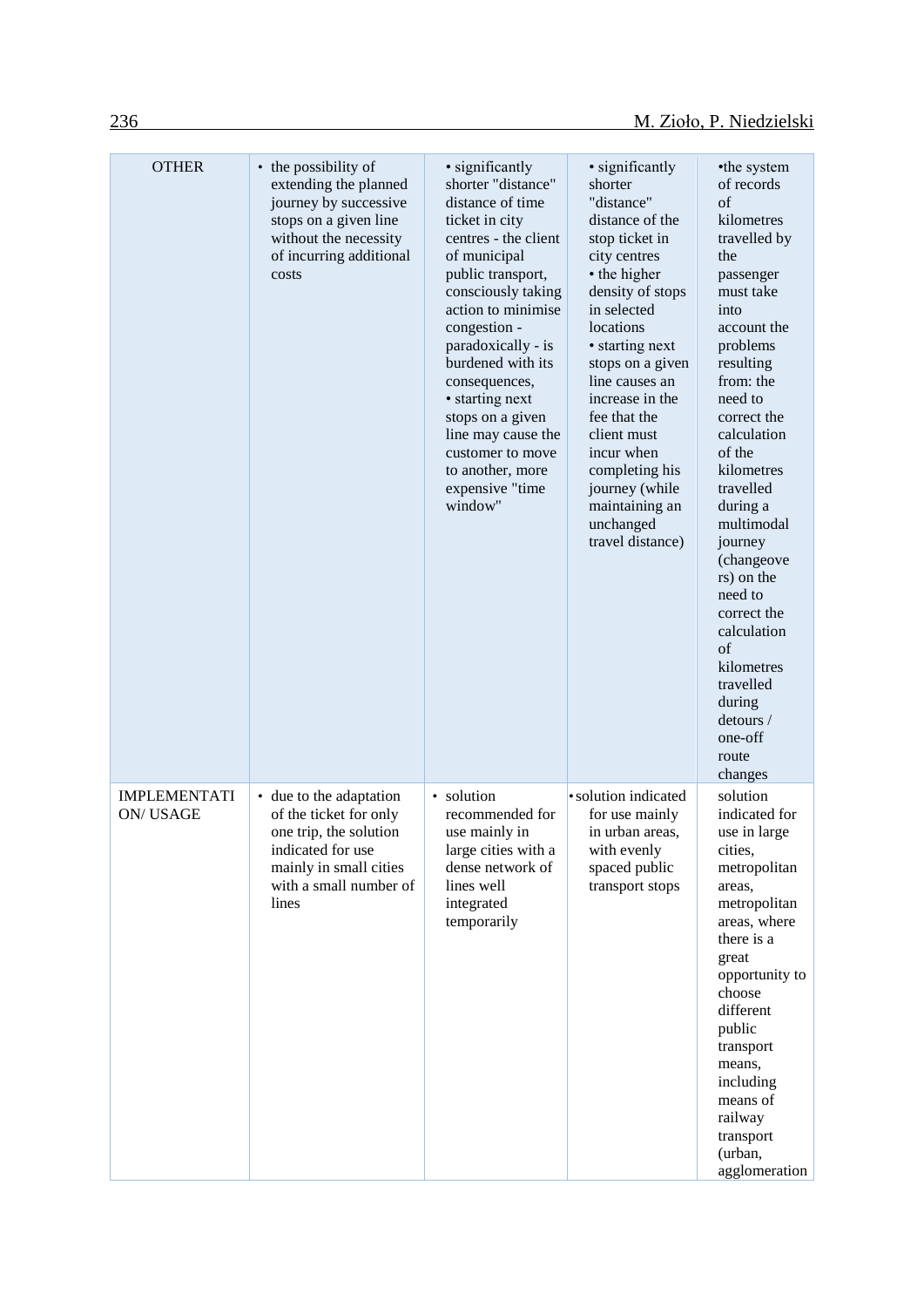| OTHER | • the possibility of extending the planned journey by successive stops on a given line without the necessity of incurring additional costs | • significantly shorter "distance" distance of time ticket in city centres - the client of municipal public transport, consciously taking action to minimise congestion - paradoxically - is burdened with its consequences, • starting next stops on a given line may cause the customer to move to another, more expensive "time window" | • significantly shorter "distance" distance of the stop ticket in city centres • the higher density of stops in selected locations • starting next stops on a given line causes an increase in the fee that the client must incur when completing his journey (while maintaining an unchanged travel distance) | •the system of records of kilometres travelled by the passenger must take into account the problems resulting from: the need to correct the calculation of the kilometres travelled during a multimodal journey (changeovers) on the need to correct the calculation of kilometres travelled during detours / one-off route changes |
|---|---|---|---|---|
| IMPLEMENTATION/ USAGE | • due to the adaptation of the ticket for only one trip, the solution indicated for use mainly in small cities with a small number of lines | • solution recommended for use mainly in large cities with a dense network of lines well integrated temporarily | •solution indicated for use mainly in urban areas, with evenly spaced public transport stops | solution indicated for use in large cities, metropolitan areas, metropolitan areas, where there is a great opportunity to choose different public transport means, including means of railway transport (urban, agglomeration |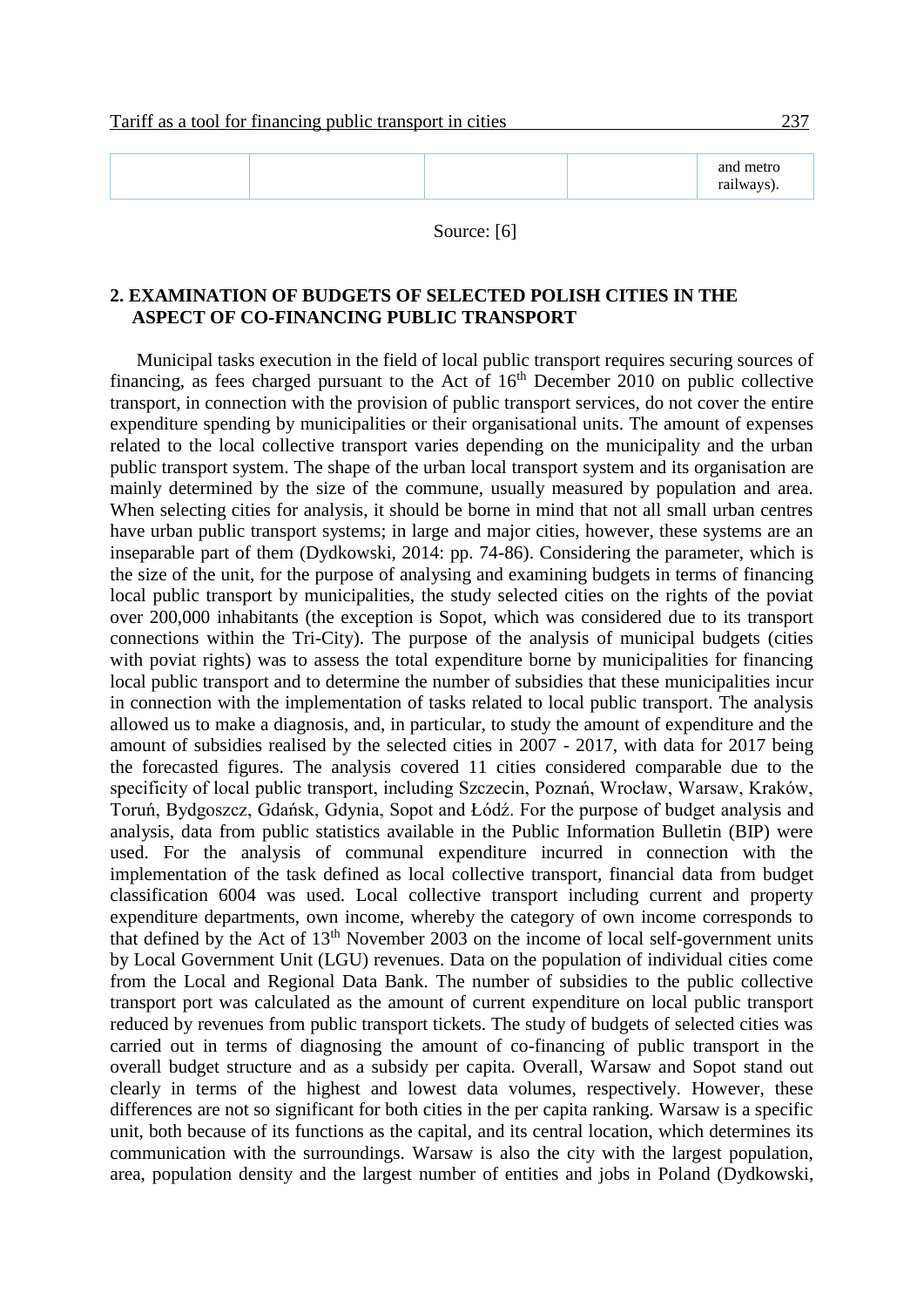| | | | | and metro railways). |
|---|---|---|---|---|

Source: [6]

## 2. EXAMINATION OF BUDGETS OF SELECTED POLISH CITIES IN THE ASPECT OF CO-FINANCING PUBLIC TRANSPORT

Municipal tasks execution in the field of local public transport requires securing sources of financing, as fees charged pursuant to the Act of 16th December 2010 on public collective transport, in connection with the provision of public transport services, do not cover the entire expenditure spending by municipalities or their organisational units. The amount of expenses related to the local collective transport varies depending on the municipality and the urban public transport system. The shape of the urban local transport system and its organisation are mainly determined by the size of the commune, usually measured by population and area. When selecting cities for analysis, it should be borne in mind that not all small urban centres have urban public transport systems; in large and major cities, however, these systems are an inseparable part of them (Dydkowski, 2014: pp. 74-86). Considering the parameter, which is the size of the unit, for the purpose of analysing and examining budgets in terms of financing local public transport by municipalities, the study selected cities on the rights of the poviat over 200,000 inhabitants (the exception is Sopot, which was considered due to its transport connections within the Tri-City). The purpose of the analysis of municipal budgets (cities with poviat rights) was to assess the total expenditure borne by municipalities for financing local public transport and to determine the number of subsidies that these municipalities incur in connection with the implementation of tasks related to local public transport. The analysis allowed us to make a diagnosis, and, in particular, to study the amount of expenditure and the amount of subsidies realised by the selected cities in 2007 - 2017, with data for 2017 being the forecasted figures. The analysis covered 11 cities considered comparable due to the specificity of local public transport, including Szczecin, Poznań, Wrocław, Warsaw, Kraków, Toruń, Bydgoszcz, Gdańsk, Gdynia, Sopot and Łódź. For the purpose of budget analysis and analysis, data from public statistics available in the Public Information Bulletin (BIP) were used. For the analysis of communal expenditure incurred in connection with the implementation of the task defined as local collective transport, financial data from budget classification 6004 was used. Local collective transport including current and property expenditure departments, own income, whereby the category of own income corresponds to that defined by the Act of 13th November 2003 on the income of local self-government units by Local Government Unit (LGU) revenues. Data on the population of individual cities come from the Local and Regional Data Bank. The number of subsidies to the public collective transport port was calculated as the amount of current expenditure on local public transport reduced by revenues from public transport tickets. The study of budgets of selected cities was carried out in terms of diagnosing the amount of co-financing of public transport in the overall budget structure and as a subsidy per capita. Overall, Warsaw and Sopot stand out clearly in terms of the highest and lowest data volumes, respectively. However, these differences are not so significant for both cities in the per capita ranking. Warsaw is a specific unit, both because of its functions as the capital, and its central location, which determines its communication with the surroundings. Warsaw is also the city with the largest population, area, population density and the largest number of entities and jobs in Poland (Dydkowski,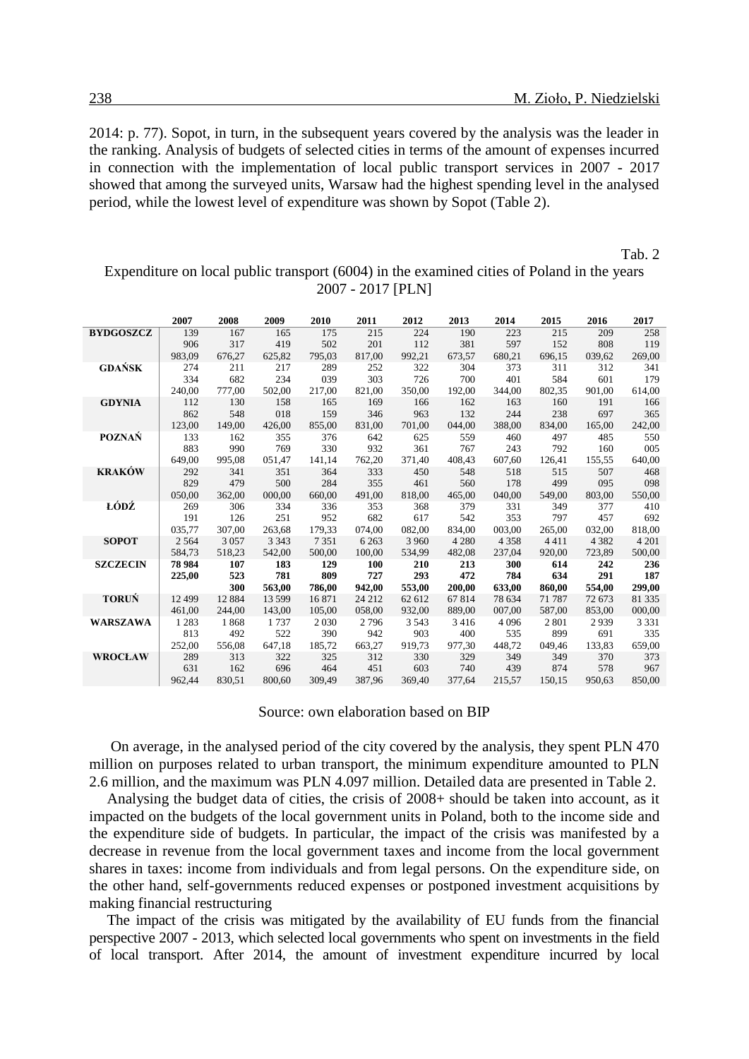2014: p. 77). Sopot, in turn, in the subsequent years covered by the analysis was the leader in the ranking. Analysis of budgets of selected cities in terms of the amount of expenses incurred in connection with the implementation of local public transport services in 2007 - 2017 showed that among the surveyed units, Warsaw had the highest spending level in the analysed period, while the lowest level of expenditure was shown by Sopot (Table 2).

Tab. 2

Expenditure on local public transport (6004) in the examined cities of Poland in the years 2007 - 2017 [PLN]

| | 2007 | 2008 | 2009 | 2010 | 2011 | 2012 | 2013 | 2014 | 2015 | 2016 | 2017 |
|---|---|---|---|---|---|---|---|---|---|---|---|
| **BYDGOSZCZ** | 139 906 983,09 | 167 317 676,27 | 165 419 625,82 | 175 502 795,03 | 215 201 817,00 | 224 112 992,21 | 190 381 673,57 | 223 597 680,21 | 215 152 696,15 | 209 808 039,62 | 258 119 269,00 |
| **GDAŃSK** | 274 334 240,00 | 211 682 777,00 | 217 234 502,00 | 289 039 217,00 | 252 303 821,00 | 322 726 350,00 | 304 700 192,00 | 373 401 344,00 | 311 584 802,35 | 312 601 901,00 | 341 179 614,00 |
| **GDYNIA** | 112 862 123,00 | 130 548 149,00 | 158 018 426,00 | 165 159 855,00 | 169 346 831,00 | 166 963 701,00 | 162 132 044,00 | 163 244 388,00 | 160 238 834,00 | 191 697 165,00 | 166 365 242,00 |
| **POZNAŃ** | 133 883 649,00 | 162 990 995,08 | 355 769 051,47 | 376 330 141,14 | 642 932 762,20 | 625 361 371,40 | 559 767 408,43 | 460 243 607,60 | 497 792 126,41 | 485 160 155,55 | 550 005 640,00 |
| **KRAKÓW** | 292 829 050,00 | 341 479 362,00 | 351 500 000,00 | 364 284 660,00 | 333 355 491,00 | 450 461 818,00 | 548 560 465,00 | 518 178 040,00 | 515 499 549,00 | 507 095 803,00 | 468 098 550,00 |
| **ŁÓDŹ** | 269 191 035,77 | 306 126 307,00 | 334 251 263,68 | 336 952 179,33 | 353 682 074,00 | 368 617 082,00 | 379 542 834,00 | 331 353 003,00 | 349 797 265,00 | 377 457 032,00 | 410 692 818,00 |
| **SOPOT** | 2 564 584,73 | 3 057 518,23 | 3 343 542,00 | 7 351 500,00 | 6 263 100,00 | 3 960 534,99 | 4 280 482,08 | 4 358 237,04 | 4 411 920,00 | 4 382 723,89 | 4 201 500,00 |
| **SZCZECIN** | **78 984 225,00** | **107 523 300** | **183 781 563,00** | **129 809 786,00** | **100 727 942,00** | **210 293 553,00** | **213 472 200,00** | **300 784 633,00** | **614 634 860,00** | **242 291 554,00** | **236 187 299,00** |
| **TORUŃ** | 12 499 461,00 | 12 884 244,00 | 13 599 143,00 | 16 871 105,00 | 24 212 058,00 | 62 612 932,00 | 67 814 889,00 | 78 634 007,00 | 71 787 587,00 | 72 673 853,00 | 81 335 000,00 |
| **WARSZAWA** | 1 283 813 252,00 | 1 868 492 556,08 | 1 737 522 647,18 | 2 030 390 185,72 | 2 796 942 663,27 | 3 543 903 919,73 | 3 416 400 977,30 | 4 096 535 448,72 | 2 801 899 049,46 | 2 939 691 133,83 | 3 331 335 659,00 |
| **WROCŁAW** | 289 631 962,44 | 313 162 830,51 | 322 696 800,60 | 325 464 309,49 | 312 451 387,96 | 330 603 369,40 | 329 740 377,64 | 349 439 215,57 | 349 874 150,15 | 370 578 950,63 | 373 967 850,00 |

Source: own elaboration based on BIP

On average, in the analysed period of the city covered by the analysis, they spent PLN 470 million on purposes related to urban transport, the minimum expenditure amounted to PLN 2.6 million, and the maximum was PLN 4.097 million. Detailed data are presented in Table 2.

Analysing the budget data of cities, the crisis of 2008+ should be taken into account, as it impacted on the budgets of the local government units in Poland, both to the income side and the expenditure side of budgets. In particular, the impact of the crisis was manifested by a decrease in revenue from the local government taxes and income from the local government shares in taxes: income from individuals and from legal persons. On the expenditure side, on the other hand, self-governments reduced expenses or postponed investment acquisitions by making financial restructuring

The impact of the crisis was mitigated by the availability of EU funds from the financial perspective 2007 - 2013, which selected local governments who spent on investments in the field of local transport. After 2014, the amount of investment expenditure incurred by local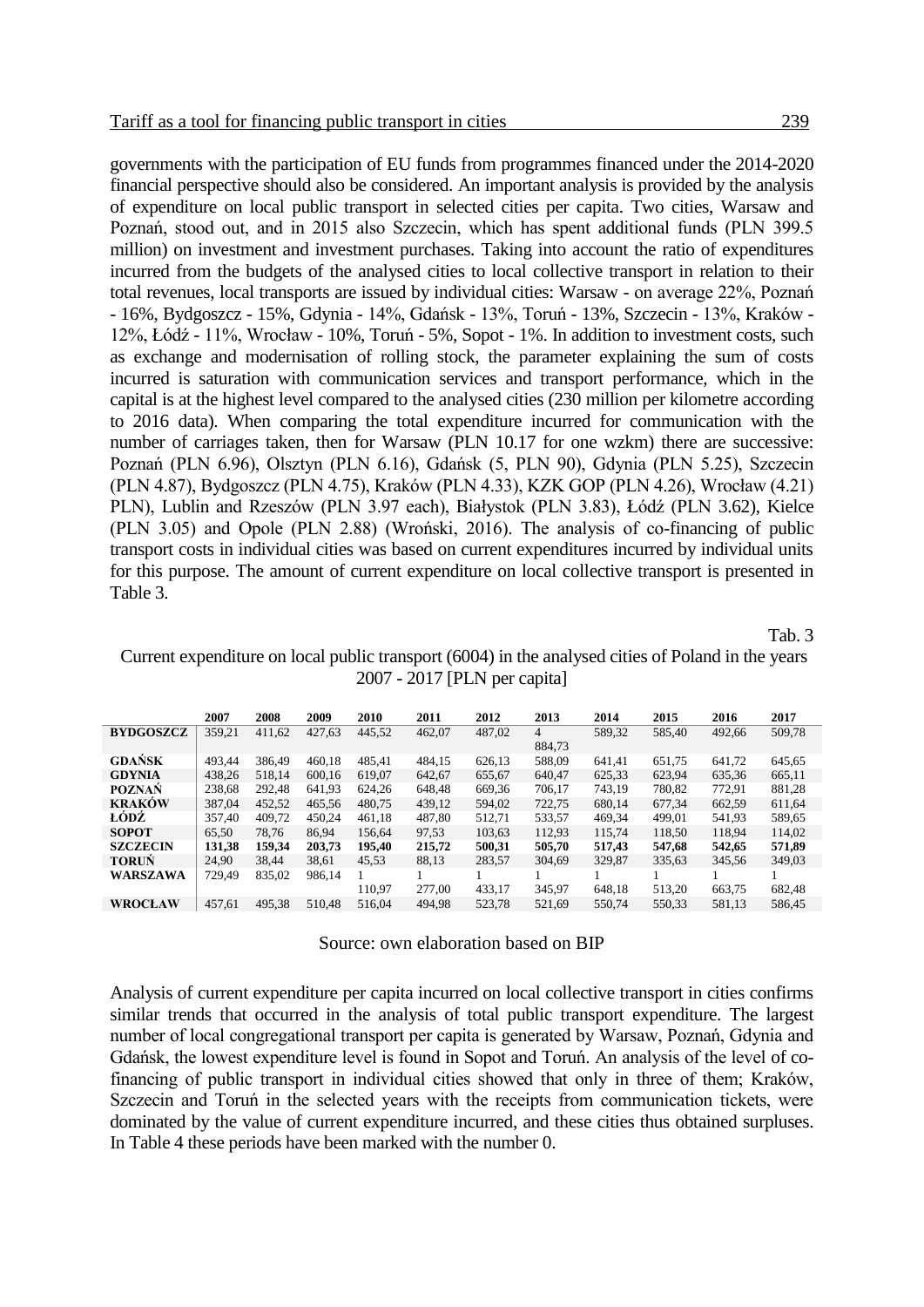governments with the participation of EU funds from programmes financed under the 2014-2020 financial perspective should also be considered. An important analysis is provided by the analysis of expenditure on local public transport in selected cities per capita. Two cities, Warsaw and Poznań, stood out, and in 2015 also Szczecin, which has spent additional funds (PLN 399.5 million) on investment and investment purchases. Taking into account the ratio of expenditures incurred from the budgets of the analysed cities to local collective transport in relation to their total revenues, local transports are issued by individual cities: Warsaw - on average 22%, Poznań - 16%, Bydgoszcz - 15%, Gdynia - 14%, Gdańsk - 13%, Toruń - 13%, Szczecin - 13%, Kraków - 12%, Łódź - 11%, Wrocław - 10%, Toruń - 5%, Sopot - 1%. In addition to investment costs, such as exchange and modernisation of rolling stock, the parameter explaining the sum of costs incurred is saturation with communication services and transport performance, which in the capital is at the highest level compared to the analysed cities (230 million per kilometre according to 2016 data). When comparing the total expenditure incurred for communication with the number of carriages taken, then for Warsaw (PLN 10.17 for one wzkm) there are successive: Poznań (PLN 6.96), Olsztyn (PLN 6.16), Gdańsk (5, PLN 90), Gdynia (PLN 5.25), Szczecin (PLN 4.87), Bydgoszcz (PLN 4.75), Kraków (PLN 4.33), KZK GOP (PLN 4.26), Wrocław (4.21) PLN), Lublin and Rzeszów (PLN 3.97 each), Białystok (PLN 3.83), Łódź (PLN 3.62), Kielce (PLN 3.05) and Opole (PLN 2.88) (Wroński, 2016). The analysis of co-financing of public transport costs in individual cities was based on current expenditures incurred by individual units for this purpose. The amount of current expenditure on local collective transport is presented in Table 3.

Tab. 3

Current expenditure on local public transport (6004) in the analysed cities of Poland in the years 2007 - 2017 [PLN per capita]

| | 2007 | 2008 | 2009 | 2010 | 2011 | 2012 | 2013 | 2014 | 2015 | 2016 | 2017 |
|---|---|---|---|---|---|---|---|---|---|---|---|
| **BYDGOSZCZ** | 359,21 | 411,62 | 427,63 | 445,52 | 462,07 | 487,02 | 4 884,73 | 589,32 | 585,40 | 492,66 | 509,78 |
| **GDAŃSK** | 493,44 | 386,49 | 460,18 | 485,41 | 484,15 | 626,13 | 588,09 | 641,41 | 651,75 | 641,72 | 645,65 |
| **GDYNIA** | 438,26 | 518,14 | 600,16 | 619,07 | 642,67 | 655,67 | 640,47 | 625,33 | 623,94 | 635,36 | 665,11 |
| **POZNAŃ** | 238,68 | 292,48 | 641,93 | 624,26 | 648,48 | 669,36 | 706,17 | 743,19 | 780,82 | 772,91 | 881,28 |
| **KRAKÓW** | 387,04 | 452,52 | 465,56 | 480,75 | 439,12 | 594,02 | 722,75 | 680,14 | 677,34 | 662,59 | 611,64 |
| **ŁÓDŹ** | 357,40 | 409,72 | 450,24 | 461,18 | 487,80 | 512,71 | 533,57 | 469,34 | 499,01 | 541,93 | 589,65 |
| **SOPOT** | 65,50 | 78,76 | 86,94 | 156,64 | 97,53 | 103,63 | 112,93 | 115,74 | 118,50 | 118,94 | 114,02 |
| **SZCZECIN** | **131,38** | **159,34** | **203,73** | **195,40** | **215,72** | **500,31** | **505,70** | **517,43** | **547,68** | **542,65** | **571,89** |
| **TORUŃ** | 24,90 | 38,44 | 38,61 | 45,53 | 88,13 | 283,57 | 304,69 | 329,87 | 335,63 | 345,56 | 349,03 |
| **WARSZAWA** | 729,49 | 835,02 | 986,14 | 1 110,97 | 1 277,00 | 1 433,17 | 1 345,97 | 1 648,18 | 1 513,20 | 1 663,75 | 1 682,48 |
| **WROCŁAW** | 457,61 | 495,38 | 510,48 | 516,04 | 494,98 | 523,78 | 521,69 | 550,74 | 550,33 | 581,13 | 586,45 |

Source: own elaboration based on BIP

Analysis of current expenditure per capita incurred on local collective transport in cities confirms similar trends that occurred in the analysis of total public transport expenditure. The largest number of local congregational transport per capita is generated by Warsaw, Poznań, Gdynia and Gdańsk, the lowest expenditure level is found in Sopot and Toruń. An analysis of the level of co-financing of public transport in individual cities showed that only in three of them; Kraków, Szczecin and Toruń in the selected years with the receipts from communication tickets, were dominated by the value of current expenditure incurred, and these cities thus obtained surpluses. In Table 4 these periods have been marked with the number 0.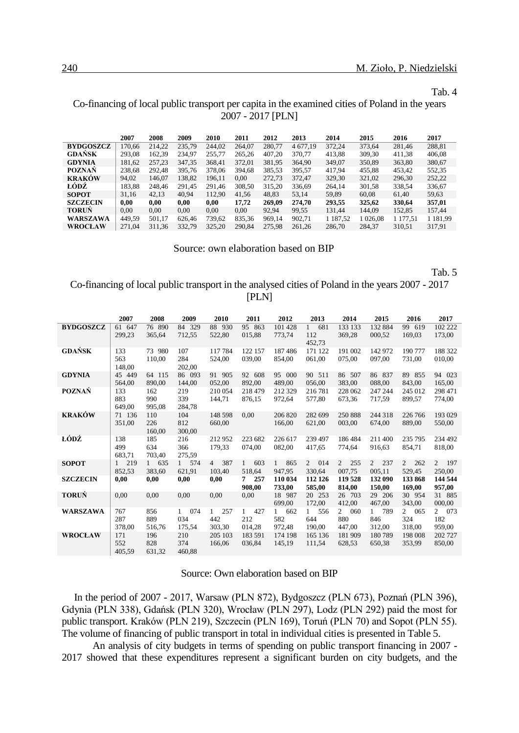Tab. 4

Co-financing of local public transport per capita in the examined cities of Poland in the years 2007 - 2017 [PLN]

| | 2007 | 2008 | 2009 | 2010 | 2011 | 2012 | 2013 | 2014 | 2015 | 2016 | 2017 |
|---|---|---|---|---|---|---|---|---|---|---|---|
| **BYDGOSZCZ** | 170,66 | 214,22 | 235,79 | 244,02 | 264,07 | 280,77 | 4 677,19 | 372,24 | 373,64 | 281,46 | 288,81 |
| **GDAŃSK** | 293,08 | 162,39 | 234,97 | 255,77 | 265,26 | 407,20 | 370,77 | 413,88 | 309,30 | 411,38 | 406,08 |
| **GDYNIA** | 181,62 | 257,23 | 347,35 | 368,41 | 372,01 | 381,95 | 364,90 | 349,07 | 350,89 | 363,80 | 380,67 |
| **POZNAŃ** | 238,68 | 292,48 | 395,76 | 378,06 | 394,68 | 385,53 | 395,57 | 417,94 | 455,88 | 453,42 | 552,35 |
| **KRAKÓW** | 94,02 | 146,07 | 138,82 | 196,11 | 0,00 | 272,73 | 372,47 | 329,30 | 321,02 | 296,30 | 252,22 |
| **ŁÓDŹ** | 183,88 | 248,46 | 291,45 | 291,46 | 308,50 | 315,20 | 336,69 | 264,14 | 301,58 | 338,54 | 336,67 |
| **SOPOT** | 31,16 | 42,13 | 40,94 | 112,90 | 41,56 | 48,83 | 53,14 | 59,89 | 60,08 | 61,40 | 59,63 |
| **SZCZECIN** | **0,00** | **0,00** | **0,00** | **0,00** | **17,72** | **269,09** | **274,70** | **293,55** | **325,62** | **330,64** | **357,01** |
| **TORUŃ** | 0,00 | 0,00 | 0,00 | 0,00 | 0,00 | 92,94 | 99,55 | 131,44 | 144,09 | 152,85 | 157,44 |
| **WARSZAWA** | 449,59 | 501,17 | 626,46 | 739,62 | 835,36 | 969,14 | 902,71 | 1 187,52 | 1 026,08 | 1 177,51 | 1 181,99 |
| **WROCŁAW** | 271,04 | 311,36 | 332,79 | 325,20 | 290,84 | 275,98 | 261,26 | 286,70 | 284,37 | 310,51 | 317,91 |

Source: own elaboration based on BIP

Tab. 5

Co-financing of local public transport in the analysed cities of Poland in the years 2007 - 2017 [PLN]

| | 2007 | 2008 | 2009 | 2010 | 2011 | 2012 | 2013 | 2014 | 2015 | 2016 | 2017 |
|---|---|---|---|---|---|---|---|---|---|---|---|
| **BYDGOSZCZ** | 61 647 299,23 | 76 890 365,64 | 84 329 712,55 | 88 930 522,80 | 95 863 015,88 | 101 428 773,74 | 1 681 112 452,73 | 133 133 369,28 | 132 884 000,52 | 99 619 169,03 | 102 222 173,00 |
| **GDAŃSK** | 133 563 148,00 | 73 980 110,00 | 107 284 202,00 | 117 784 524,00 | 122 157 039,00 | 187 486 854,00 | 171 122 061,00 | 191 002 075,00 | 142 972 097,00 | 190 777 731,00 | 188 322 010,00 |
| **GDYNIA** | 45 449 564,00 | 64 115 890,00 | 86 093 144,00 | 91 905 052,00 | 92 608 892,00 | 95 000 489,00 | 90 511 056,00 | 86 507 383,00 | 86 837 088,00 | 89 855 843,00 | 94 023 165,00 |
| **POZNAŃ** | 133 883 649,00 | 162 990 995,08 | 219 339 284,78 | 210 054 144,71 | 218 479 876,15 | 212 329 972,64 | 216 781 577,80 | 228 062 673,36 | 247 244 717,59 | 245 012 899,57 | 298 471 774,00 |
| **KRAKÓW** | 71 136 351,00 | 110 226 160,00 | 104 812 300,00 | 148 598 660,00 | 0,00 | 206 820 166,00 | 282 699 621,00 | 250 888 003,00 | 244 318 674,00 | 226 766 889,00 | 193 029 550,00 |
| **ŁÓDŹ** | 138 499 683,71 | 185 634 703,40 | 216 366 275,59 | 212 952 179,33 | 223 682 074,00 | 226 617 082,00 | 239 497 417,65 | 186 484 774,64 | 211 400 916,63 | 235 795 854,71 | 234 492 818,00 |
| **SOPOT** | 1 219 852,53 | 1 635 383,60 | 1 574 621,91 | 4 387 103,40 | 1 603 518,64 | 1 865 947,95 | 2 014 330,64 | 2 255 007,75 | 2 237 005,11 | 2 262 529,45 | 2 197 250,00 |
| **SZCZECIN** | **0,00** | **0,00** | **0,00** | **0,00** | **7 257 908,00** | **110 034 733,00** | **112 126 585,00** | **119 528 814,00** | **132 090 150,00** | **133 868 169,00** | **144 544 957,00** |
| **TORUŃ** | 0,00 | 0,00 | 0,00 | 0,00 | 0,00 | 18 987 699,00 | 20 253 172,00 | 26 703 412,00 | 29 206 467,00 | 30 954 343,00 | 31 885 000,00 |
| **WARSZAWA** | 767 287 378,00 | 856 889 516,76 | 1 074 034 175,54 | 1 257 442 303,30 | 1 427 212 014,28 | 1 662 582 972,48 | 1 556 644 190,00 | 2 060 880 447,00 | 1 789 846 312,00 | 2 065 324 318,00 | 2 073 182 959,00 |
| **WROCŁAW** | 171 552 405,59 | 196 828 631,32 | 210 374 460,88 | 205 103 166,06 | 183 591 036,84 | 174 198 145,19 | 165 136 111,54 | 181 909 628,53 | 180 789 650,38 | 198 008 353,99 | 202 727 850,00 |

Source: Own elaboration based on BIP

In the period of 2007 - 2017, Warsaw (PLN 872), Bydgoszcz (PLN 673), Poznań (PLN 396), Gdynia (PLN 338), Gdańsk (PLN 320), Wrocław (PLN 297), Lodz (PLN 292) paid the most for public transport. Kraków (PLN 219), Szczecin (PLN 169), Toruń (PLN 70) and Sopot (PLN 55). The volume of financing of public transport in total in individual cities is presented in Table 5.

An analysis of city budgets in terms of spending on public transport financing in 2007 - 2017 showed that these expenditures represent a significant burden on city budgets, and the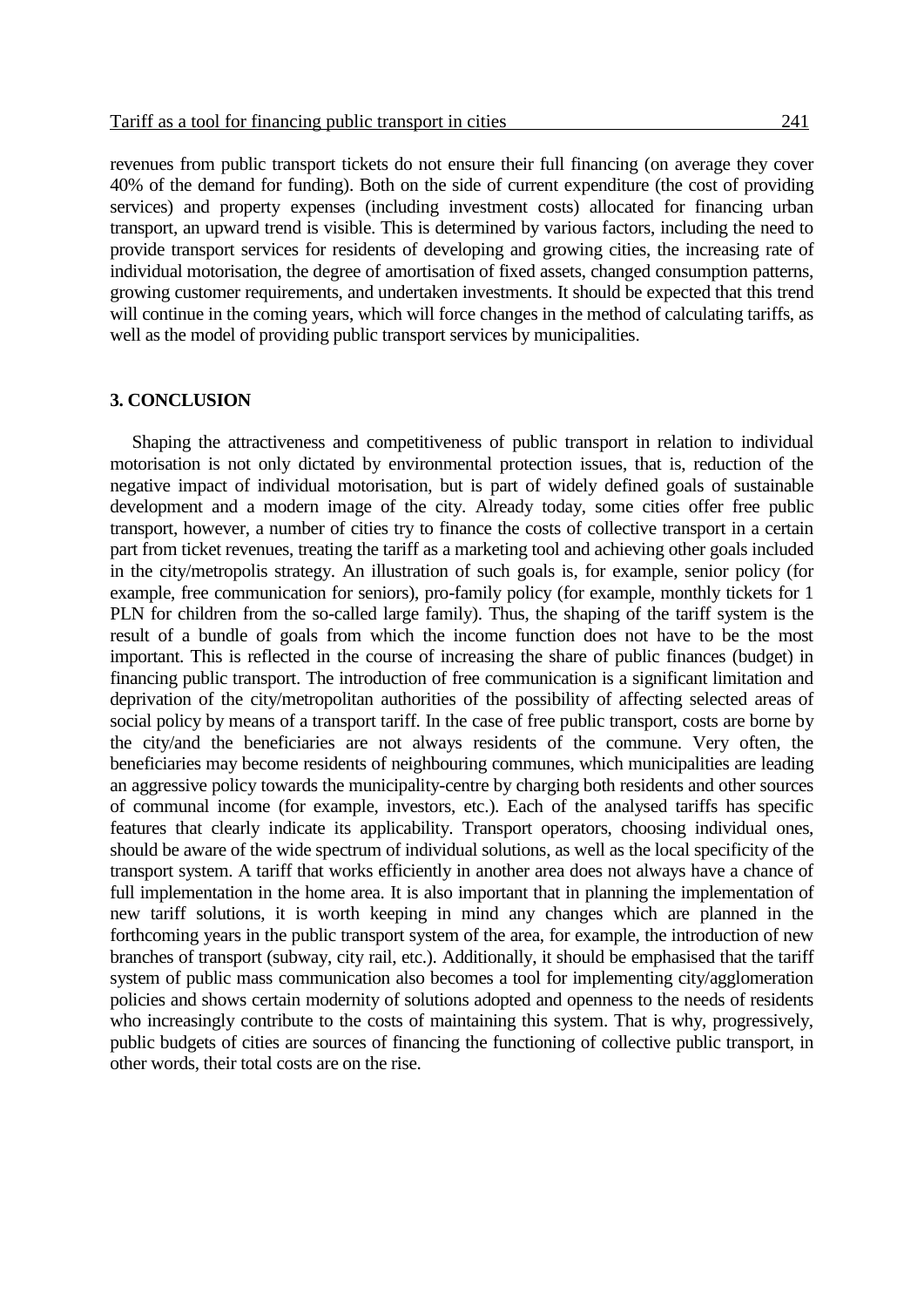revenues from public transport tickets do not ensure their full financing (on average they cover 40% of the demand for funding). Both on the side of current expenditure (the cost of providing services) and property expenses (including investment costs) allocated for financing urban transport, an upward trend is visible. This is determined by various factors, including the need to provide transport services for residents of developing and growing cities, the increasing rate of individual motorisation, the degree of amortisation of fixed assets, changed consumption patterns, growing customer requirements, and undertaken investments. It should be expected that this trend will continue in the coming years, which will force changes in the method of calculating tariffs, as well as the model of providing public transport services by municipalities.

## 3. CONCLUSION

Shaping the attractiveness and competitiveness of public transport in relation to individual motorisation is not only dictated by environmental protection issues, that is, reduction of the negative impact of individual motorisation, but is part of widely defined goals of sustainable development and a modern image of the city. Already today, some cities offer free public transport, however, a number of cities try to finance the costs of collective transport in a certain part from ticket revenues, treating the tariff as a marketing tool and achieving other goals included in the city/metropolis strategy. An illustration of such goals is, for example, senior policy (for example, free communication for seniors), pro-family policy (for example, monthly tickets for 1 PLN for children from the so-called large family). Thus, the shaping of the tariff system is the result of a bundle of goals from which the income function does not have to be the most important. This is reflected in the course of increasing the share of public finances (budget) in financing public transport. The introduction of free communication is a significant limitation and deprivation of the city/metropolitan authorities of the possibility of affecting selected areas of social policy by means of a transport tariff. In the case of free public transport, costs are borne by the city/and the beneficiaries are not always residents of the commune. Very often, the beneficiaries may become residents of neighbouring communes, which municipalities are leading an aggressive policy towards the municipality-centre by charging both residents and other sources of communal income (for example, investors, etc.). Each of the analysed tariffs has specific features that clearly indicate its applicability. Transport operators, choosing individual ones, should be aware of the wide spectrum of individual solutions, as well as the local specificity of the transport system. A tariff that works efficiently in another area does not always have a chance of full implementation in the home area. It is also important that in planning the implementation of new tariff solutions, it is worth keeping in mind any changes which are planned in the forthcoming years in the public transport system of the area, for example, the introduction of new branches of transport (subway, city rail, etc.). Additionally, it should be emphasised that the tariff system of public mass communication also becomes a tool for implementing city/agglomeration policies and shows certain modernity of solutions adopted and openness to the needs of residents who increasingly contribute to the costs of maintaining this system. That is why, progressively, public budgets of cities are sources of financing the functioning of collective public transport, in other words, their total costs are on the rise.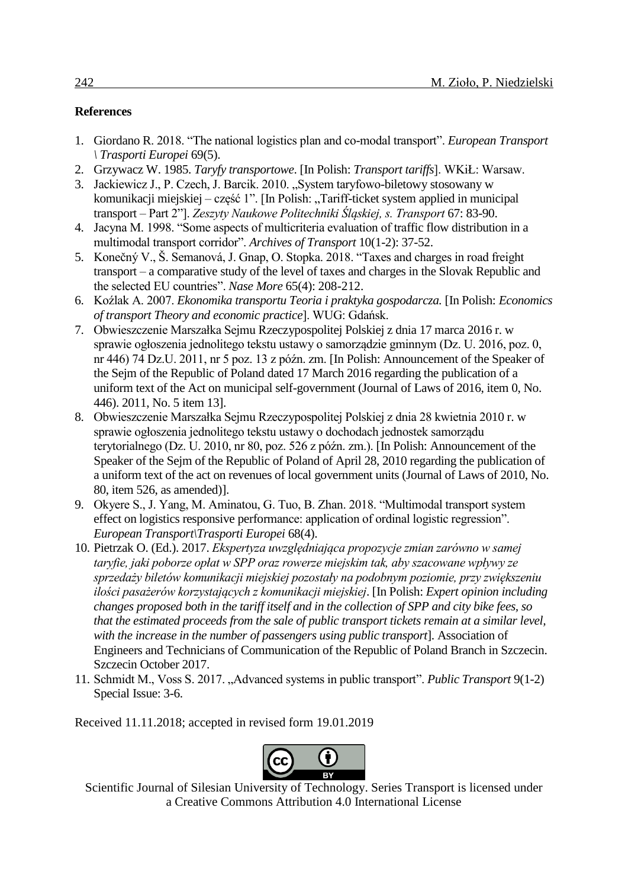**References**

1. Giordano R. 2018. "The national logistics plan and co-modal transport". *European Transport \ Trasporti Europei* 69(5).
2. Grzywacz W. 1985. *Taryfy transportowe*. [In Polish: *Transport tariffs*]. WKiŁ: Warsaw.
3. Jackiewicz J., P. Czech, J. Barcik. 2010. „System taryfowo-biletowy stosowany w komunikacji miejskiej – część 1". [In Polish: „Tariff-ticket system applied in municipal transport – Part 2"]. *Zeszyty Naukowe Politechniki Śląskiej, s. Transport* 67: 83-90.
4. Jacyna M. 1998. "Some aspects of multicriteria evaluation of traffic flow distribution in a multimodal transport corridor". *Archives of Transport* 10(1-2): 37-52.
5. Konečný V., Š. Semanová, J. Gnap, O. Stopka. 2018. "Taxes and charges in road freight transport – a comparative study of the level of taxes and charges in the Slovak Republic and the selected EU countries". *Nase More* 65(4): 208-212.
6. Koźlak A. 2007. *Ekonomika transportu Teoria i praktyka gospodarcza.* [In Polish: *Economics of transport Theory and economic practice*]. WUG: Gdańsk.
7. Obwieszczenie Marszałka Sejmu Rzeczypospolitej Polskiej z dnia 17 marca 2016 r. w sprawie ogłoszenia jednolitego tekstu ustawy o samorządzie gminnym (Dz. U. 2016, poz. 0, nr 446) 74 Dz.U. 2011, nr 5 poz. 13 z późn. zm. [In Polish: Announcement of the Speaker of the Sejm of the Republic of Poland dated 17 March 2016 regarding the publication of a uniform text of the Act on municipal self-government (Journal of Laws of 2016, item 0, No. 446). 2011, No. 5 item 13].
8. Obwieszczenie Marszałka Sejmu Rzeczypospolitej Polskiej z dnia 28 kwietnia 2010 r. w sprawie ogłoszenia jednolitego tekstu ustawy o dochodach jednostek samorządu terytorialnego (Dz. U. 2010, nr 80, poz. 526 z późn. zm.). [In Polish: Announcement of the Speaker of the Sejm of the Republic of Poland of April 28, 2010 regarding the publication of a uniform text of the act on revenues of local government units (Journal of Laws of 2010, No. 80, item 526, as amended)].
9. Okyere S., J. Yang, M. Aminatou, G. Tuo, B. Zhan. 2018. "Multimodal transport system effect on logistics responsive performance: application of ordinal logistic regression". *European Transport\Trasporti Europei* 68(4).
10. Pietrzak O. (Ed.). 2017. *Ekspertyza uwzględniająca propozycje zmian zarówno w samej taryfie, jaki poborze opłat w SPP oraz rowerze miejskim tak, aby szacowane wpływy ze sprzedaży biletów komunikacji miejskiej pozostały na podobnym poziomie, przy zwiększeniu ilości pasażerów korzystających z komunikacji miejskiej*. [In Polish: *Expert opinion including changes proposed both in the tariff itself and in the collection of SPP and city bike fees, so that the estimated proceeds from the sale of public transport tickets remain at a similar level, with the increase in the number of passengers using public transport*]. Association of Engineers and Technicians of Communication of the Republic of Poland Branch in Szczecin. Szczecin October 2017.
11. Schmidt M., Voss S. 2017. „Advanced systems in public transport". *Public Transport* 9(1-2) Special Issue: 3-6.

Received 11.11.2018; accepted in revised form 19.01.2019

Scientific Journal of Silesian University of Technology. Series Transport is licensed under a Creative Commons Attribution 4.0 International License